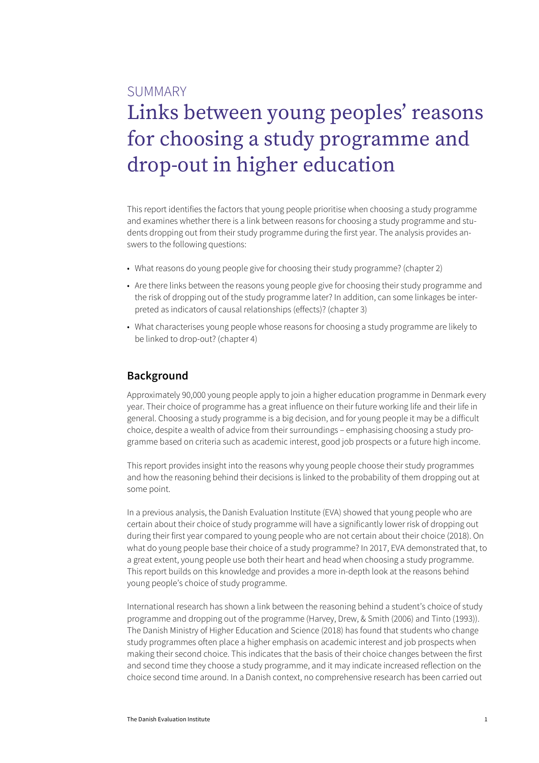SUMMARY

# Links between young peoples' reasons for choosing a study programme and drop-out in higher education

This report identifies the factors that young people prioritise when choosing a study programme and examines whether there is a link between reasons for choosing a study programme and students dropping out from their study programme during the first year. The analysis provides answers to the following questions:

- What reasons do young people give for choosing their study programme? (chapter 2)
- Are there links between the reasons young people give for choosing their study programme and the risk of dropping out of the study programme later? In addition, can some linkages be interpreted as indicators of causal relationships (effects)? (chapter 3)
- What characterises young people whose reasons for choosing a study programme are likely to be linked to drop-out? (chapter 4)

## Background

Approximately 90,000 young people apply to join a higher education programme in Denmark every year. Their choice of programme has a great influence on their future working life and their life in general. Choosing a study programme is a big decision, and for young people it may be a difficult choice, despite a wealth of advice from their surroundings – emphasising choosing a study programme based on criteria such as academic interest, good job prospects or a future high income.

This report provides insight into the reasons why young people choose their study programmes and how the reasoning behind their decisions is linked to the probability of them dropping out at some point.

In a previous analysis, the Danish Evaluation Institute (EVA) showed that young people who are certain about their choice of study programme will have a significantly lower risk of dropping out during their first year compared to young people who are not certain about their choice (2018). On what do young people base their choice of a study programme? In 2017, EVA demonstrated that, to a great extent, young people use both their heart and head when choosing a study programme. This report builds on this knowledge and provides a more in-depth look at the reasons behind young people's choice of study programme.

International research has shown a link between the reasoning behind a student's choice of study programme and dropping out of the programme (Harvey, Drew, & Smith (2006) and Tinto (1993)). The Danish Ministry of Higher Education and Science (2018) has found that students who change study programmes often place a higher emphasis on academic interest and job prospects when making their second choice. This indicates that the basis of their choice changes between the first and second time they choose a study programme, and it may indicate increased reflection on the choice second time around. In a Danish context, no comprehensive research has been carried out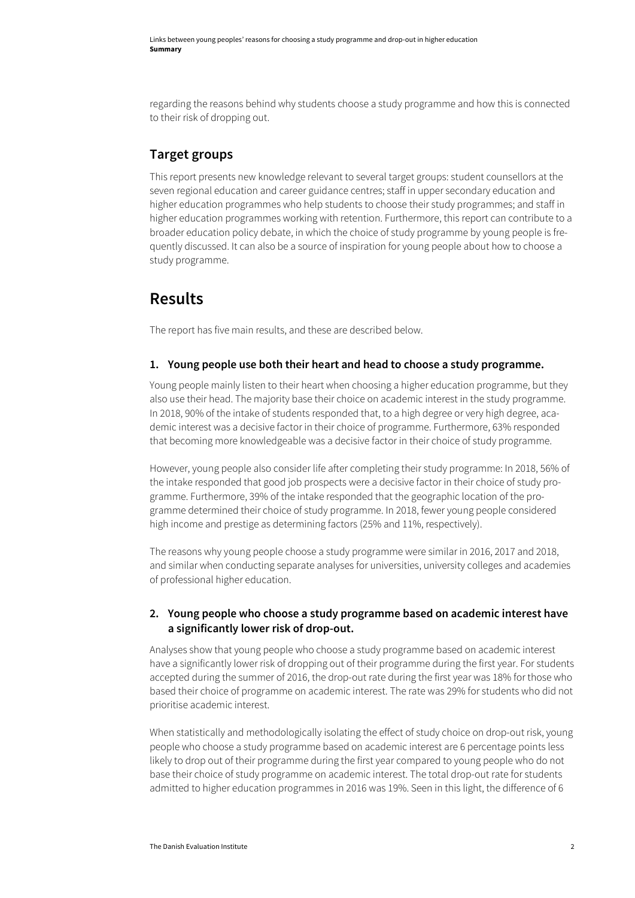regarding the reasons behind why students choose a study programme and how this is connected to their risk of dropping out.

## Target groups

This report presents new knowledge relevant to several target groups: student counsellors at the seven regional education and career guidance centres; staff in upper secondary education and higher education programmes who help students to choose their study programmes; and staff in higher education programmes working with retention. Furthermore, this report can contribute to a broader education policy debate, in which the choice of study programme by young people is frequently discussed. It can also be a source of inspiration for young people about how to choose a study programme.

# Results

The report has five main results, and these are described below.

### 1. Young people use both their heart and head to choose a study programme.

Young people mainly listen to their heart when choosing a higher education programme, but they also use their head. The majority base their choice on academic interest in the study programme. In 2018, 90% of the intake of students responded that, to a high degree or very high degree, academic interest was a decisive factor in their choice of programme. Furthermore, 63% responded that becoming more knowledgeable was a decisive factor in their choice of study programme.

However, young people also consider life after completing their study programme: In 2018, 56% of the intake responded that good job prospects were a decisive factor in their choice of study programme. Furthermore, 39% of the intake responded that the geographic location of the programme determined their choice of study programme. In 2018, fewer young people considered high income and prestige as determining factors (25% and 11%, respectively).

The reasons why young people choose a study programme were similar in 2016, 2017 and 2018, and similar when conducting separate analyses for universities, university colleges and academies of professional higher education.

### 2. Young people who choose a study programme based on academic interest have a significantly lower risk of drop-out.

Analyses show that young people who choose a study programme based on academic interest have a significantly lower risk of dropping out of their programme during the first year. For students accepted during the summer of 2016, the drop-out rate during the first year was 18% for those who based their choice of programme on academic interest. The rate was 29% for students who did not prioritise academic interest.

When statistically and methodologically isolating the effect of study choice on drop-out risk, young people who choose a study programme based on academic interest are 6 percentage points less likely to drop out of their programme during the first year compared to young people who do not base their choice of study programme on academic interest. The total drop-out rate for students admitted to higher education programmes in 2016 was 19%. Seen in this light, the difference of 6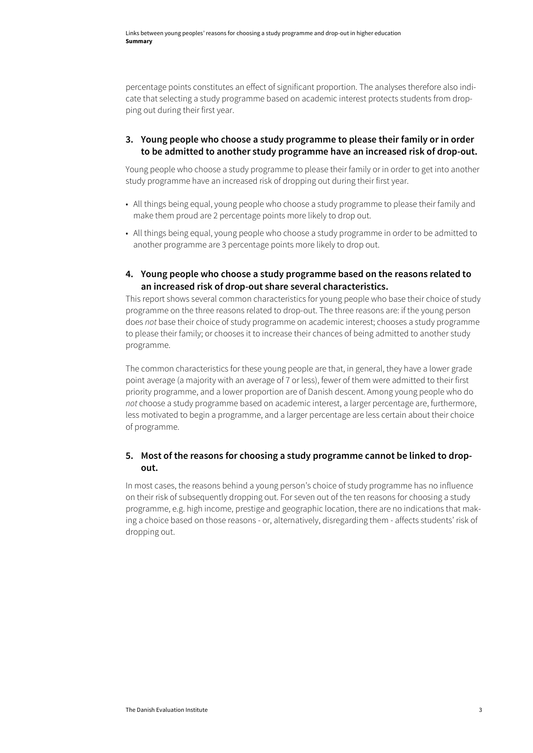percentage points constitutes an effect of significant proportion. The analyses therefore also indicate that selecting a study programme based on academic interest protects students from dropping out during their first year.

### 3. Young people who choose a study programme to please their family or in order to be admitted to another study programme have an increased risk of drop-out.

Young people who choose a study programme to please their family or in order to get into another study programme have an increased risk of dropping out during their first year.

- All things being equal, young people who choose a study programme to please their family and make them proud are 2 percentage points more likely to drop out.
- All things being equal, young people who choose a study programme in order to be admitted to another programme are 3 percentage points more likely to drop out.

### 4. Young people who choose a study programme based on the reasons related to an increased risk of drop-out share several characteristics.

This report shows several common characteristics for young people who base their choice of study programme on the three reasons related to drop-out. The three reasons are: if the young person does *not* base their choice of study programme on academic interest; chooses a study programme to please their family; or chooses it to increase their chances of being admitted to another study programme.

The common characteristics for these young people are that, in general, they have a lower grade point average (a majority with an average of 7 or less), fewer of them were admitted to their first priority programme, and a lower proportion are of Danish descent. Among young people who do *not* choose a study programme based on academic interest, a larger percentage are, furthermore, less motivated to begin a programme, and a larger percentage are less certain about their choice of programme.

### 5. Most of the reasons for choosing a study programme cannot be linked to drop-out.

In most cases, the reasons behind a young person's choice of study programme has no influence on their risk of subsequently dropping out. For seven out of the ten reasons for choosing a study programme, e.g. high income, prestige and geographic location, there are no indications that making a choice based on those reasons - or, alternatively, disregarding them - affects students' risk of dropping out.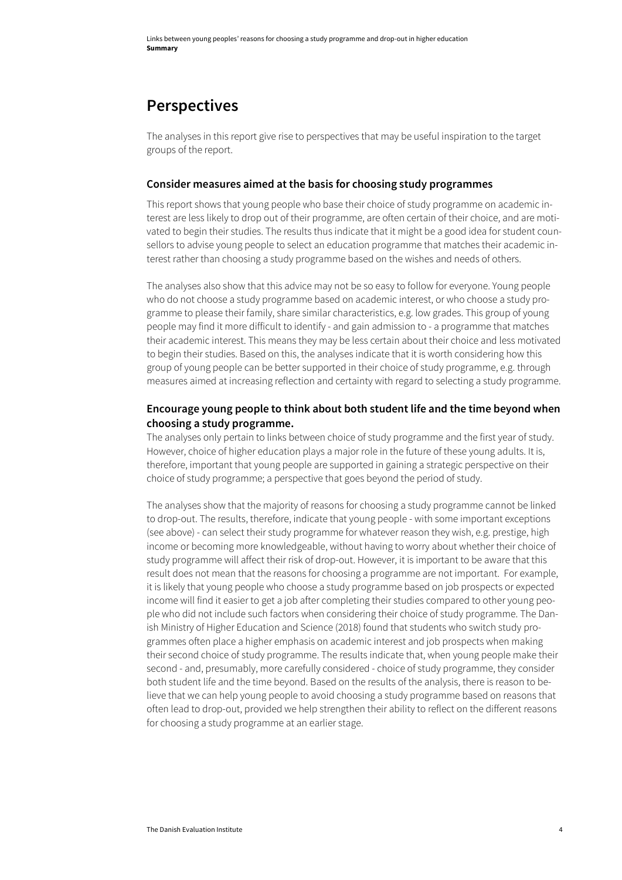## Perspectives

The analyses in this report give rise to perspectives that may be useful inspiration to the target groups of the report.

### Consider measures aimed at the basis for choosing study programmes

This report shows that young people who base their choice of study programme on academic interest are less likely to drop out of their programme, are often certain of their choice, and are motivated to begin their studies. The results thus indicate that it might be a good idea for student counsellors to advise young people to select an education programme that matches their academic interest rather than choosing a study programme based on the wishes and needs of others.

The analyses also show that this advice may not be so easy to follow for everyone. Young people who do not choose a study programme based on academic interest, or who choose a study programme to please their family, share similar characteristics, e.g. low grades. This group of young people may find it more difficult to identify - and gain admission to - a programme that matches their academic interest. This means they may be less certain about their choice and less motivated to begin their studies. Based on this, the analyses indicate that it is worth considering how this group of young people can be better supported in their choice of study programme, e.g. through measures aimed at increasing reflection and certainty with regard to selecting a study programme.

### Encourage young people to think about both student life and the time beyond when choosing a study programme.

The analyses only pertain to links between choice of study programme and the first year of study. However, choice of higher education plays a major role in the future of these young adults. It is, therefore, important that young people are supported in gaining a strategic perspective on their choice of study programme; a perspective that goes beyond the period of study.

The analyses show that the majority of reasons for choosing a study programme cannot be linked to drop-out. The results, therefore, indicate that young people - with some important exceptions (see above) - can select their study programme for whatever reason they wish, e.g. prestige, high income or becoming more knowledgeable, without having to worry about whether their choice of study programme will affect their risk of drop-out. However, it is important to be aware that this result does not mean that the reasons for choosing a programme are not important. For example, it is likely that young people who choose a study programme based on job prospects or expected income will find it easier to get a job after completing their studies compared to other young people who did not include such factors when considering their choice of study programme. The Danish Ministry of Higher Education and Science (2018) found that students who switch study programmes often place a higher emphasis on academic interest and job prospects when making their second choice of study programme. The results indicate that, when young people make their second - and, presumably, more carefully considered - choice of study programme, they consider both student life and the time beyond. Based on the results of the analysis, there is reason to believe that we can help young people to avoid choosing a study programme based on reasons that often lead to drop-out, provided we help strengthen their ability to reflect on the different reasons for choosing a study programme at an earlier stage.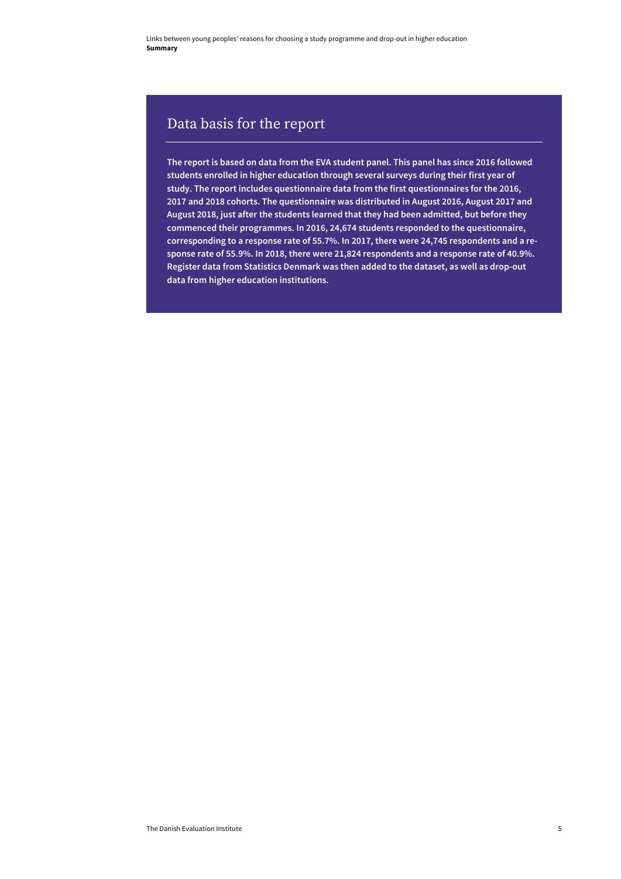## Data basis for the report

**The report is based on data from the EVA student panel. This panel has since 2016 followed students enrolled in higher education through several surveys during their first year of study. The report includes questionnaire data from the first questionnaires for the 2016, 2017 and 2018 cohorts. The questionnaire was distributed in August 2016, August 2017 and August 2018, just after the students learned that they had been admitted, but before they commenced their programmes. In 2016, 24,674 students responded to the questionnaire, corresponding to a response rate of 55.7%. In 2017, there were 24,745 respondents and a response rate of 55.9%. In 2018, there were 21,824 respondents and a response rate of 40.9%. Register data from Statistics Denmark was then added to the dataset, as well as drop-out data from higher education institutions.**